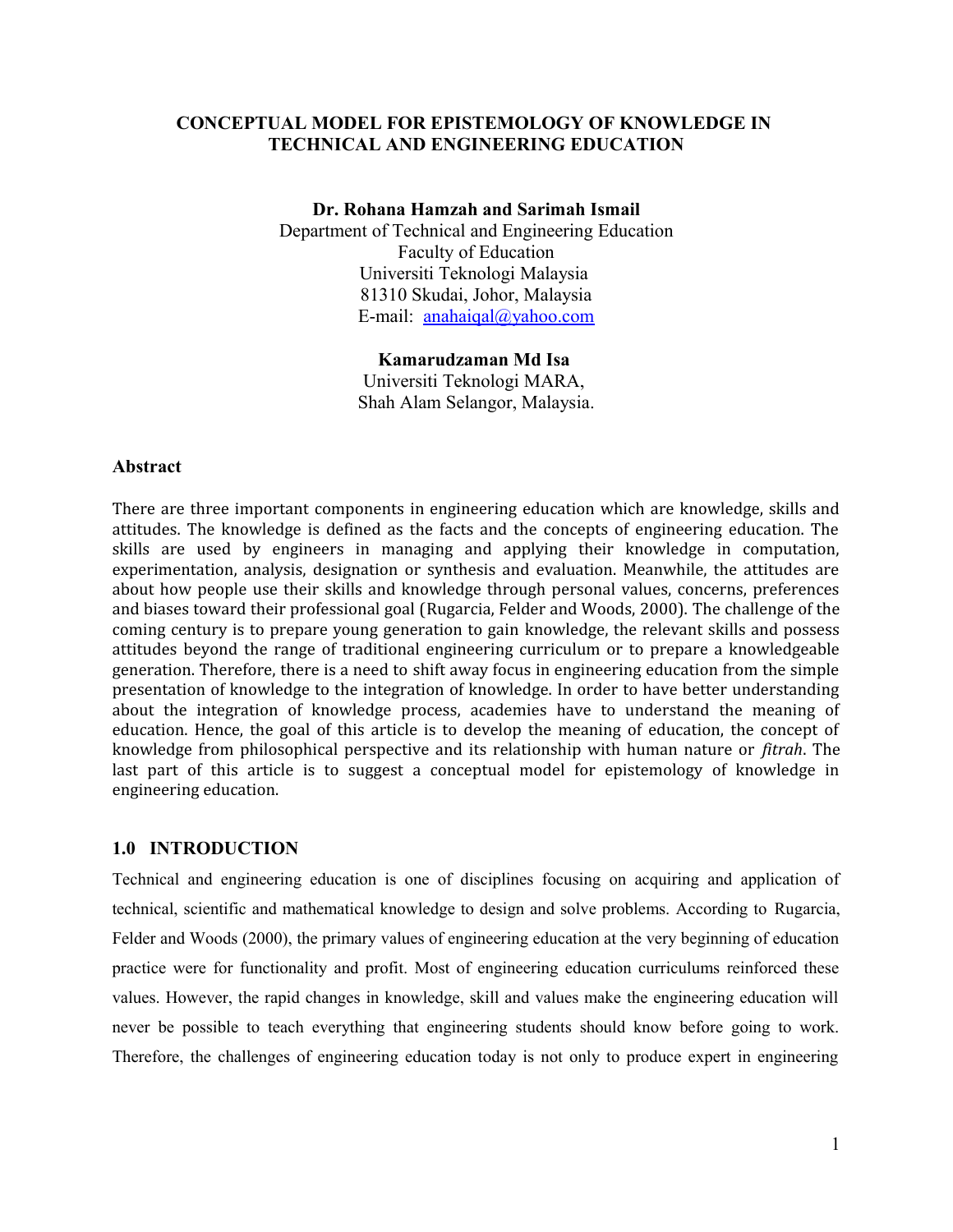# CONCEPTUAL MODEL FOR EPISTEMOLOGY OF KNOWLEDGE IN TECHNICAL AND ENGINEERING EDUCATION

**Dr. Rohana Hamzah and Sarimah Ismail**
Department of Technical and Engineering Education
Faculty of Education
Universiti Teknologi Malaysia
81310 Skudai, Johor, Malaysia
E-mail: anahaiqal@yahoo.com

**Kamarudzaman Md Isa**
Universiti Teknologi MARA,
Shah Alam Selangor, Malaysia.

## Abstract

There are three important components in engineering education which are knowledge, skills and attitudes. The knowledge is defined as the facts and the concepts of engineering education. The skills are used by engineers in managing and applying their knowledge in computation, experimentation, analysis, designation or synthesis and evaluation. Meanwhile, the attitudes are about how people use their skills and knowledge through personal values, concerns, preferences and biases toward their professional goal (Rugarcia, Felder and Woods, 2000). The challenge of the coming century is to prepare young generation to gain knowledge, the relevant skills and possess attitudes beyond the range of traditional engineering curriculum or to prepare a knowledgeable generation. Therefore, there is a need to shift away focus in engineering education from the simple presentation of knowledge to the integration of knowledge. In order to have better understanding about the integration of knowledge process, academies have to understand the meaning of education. Hence, the goal of this article is to develop the meaning of education, the concept of knowledge from philosophical perspective and its relationship with human nature or *fitrah*. The last part of this article is to suggest a conceptual model for epistemology of knowledge in engineering education.

## 1.0 INTRODUCTION

Technical and engineering education is one of disciplines focusing on acquiring and application of technical, scientific and mathematical knowledge to design and solve problems. According to Rugarcia, Felder and Woods (2000), the primary values of engineering education at the very beginning of education practice were for functionality and profit. Most of engineering education curriculums reinforced these values. However, the rapid changes in knowledge, skill and values make the engineering education will never be possible to teach everything that engineering students should know before going to work. Therefore, the challenges of engineering education today is not only to produce expert in engineering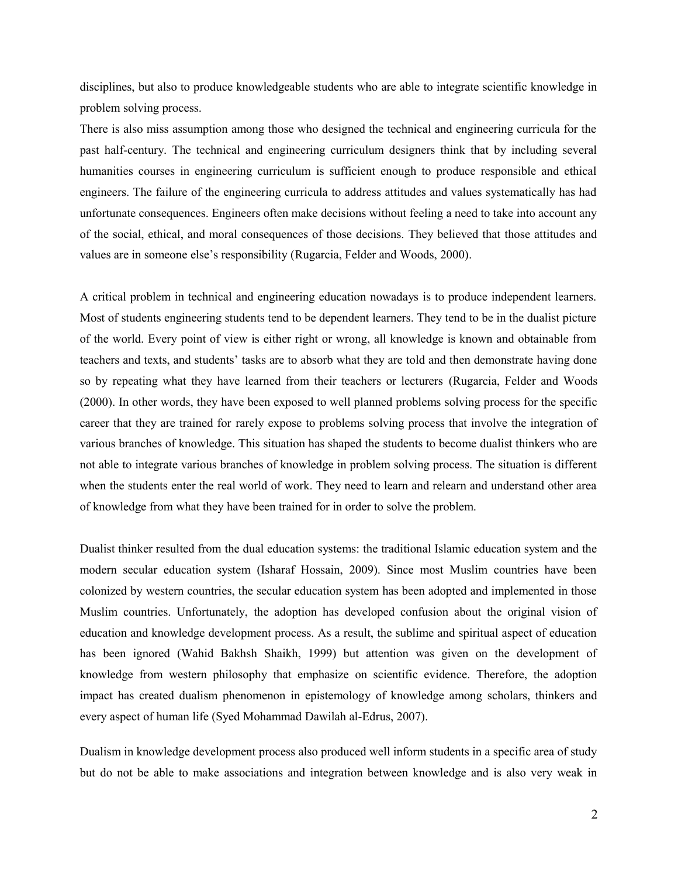disciplines, but also to produce knowledgeable students who are able to integrate scientific knowledge in problem solving process.

There is also miss assumption among those who designed the technical and engineering curricula for the past half-century. The technical and engineering curriculum designers think that by including several humanities courses in engineering curriculum is sufficient enough to produce responsible and ethical engineers. The failure of the engineering curricula to address attitudes and values systematically has had unfortunate consequences. Engineers often make decisions without feeling a need to take into account any of the social, ethical, and moral consequences of those decisions. They believed that those attitudes and values are in someone else's responsibility (Rugarcia, Felder and Woods, 2000).

A critical problem in technical and engineering education nowadays is to produce independent learners. Most of students engineering students tend to be dependent learners. They tend to be in the dualist picture of the world. Every point of view is either right or wrong, all knowledge is known and obtainable from teachers and texts, and students' tasks are to absorb what they are told and then demonstrate having done so by repeating what they have learned from their teachers or lecturers (Rugarcia, Felder and Woods (2000). In other words, they have been exposed to well planned problems solving process for the specific career that they are trained for rarely expose to problems solving process that involve the integration of various branches of knowledge. This situation has shaped the students to become dualist thinkers who are not able to integrate various branches of knowledge in problem solving process. The situation is different when the students enter the real world of work. They need to learn and relearn and understand other area of knowledge from what they have been trained for in order to solve the problem.

Dualist thinker resulted from the dual education systems: the traditional Islamic education system and the modern secular education system (Isharaf Hossain, 2009). Since most Muslim countries have been colonized by western countries, the secular education system has been adopted and implemented in those Muslim countries. Unfortunately, the adoption has developed confusion about the original vision of education and knowledge development process. As a result, the sublime and spiritual aspect of education has been ignored (Wahid Bakhsh Shaikh, 1999) but attention was given on the development of knowledge from western philosophy that emphasize on scientific evidence. Therefore, the adoption impact has created dualism phenomenon in epistemology of knowledge among scholars, thinkers and every aspect of human life (Syed Mohammad Dawilah al-Edrus, 2007).

Dualism in knowledge development process also produced well inform students in a specific area of study but do not be able to make associations and integration between knowledge and is also very weak in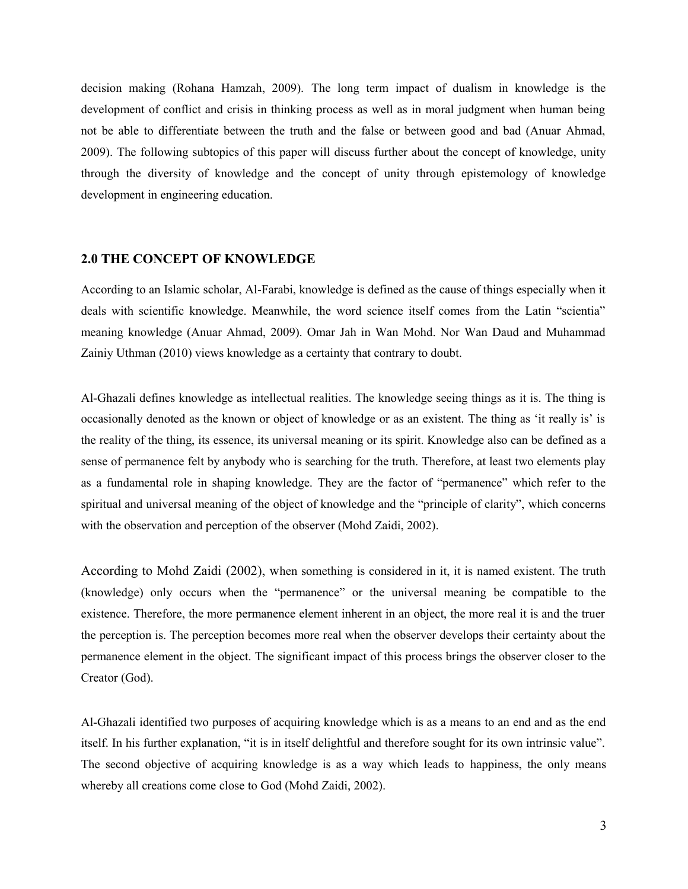decision making (Rohana Hamzah, 2009). The long term impact of dualism in knowledge is the development of conflict and crisis in thinking process as well as in moral judgment when human being not be able to differentiate between the truth and the false or between good and bad (Anuar Ahmad, 2009). The following subtopics of this paper will discuss further about the concept of knowledge, unity through the diversity of knowledge and the concept of unity through epistemology of knowledge development in engineering education.

## 2.0 THE CONCEPT OF KNOWLEDGE

According to an Islamic scholar, Al-Farabi, knowledge is defined as the cause of things especially when it deals with scientific knowledge. Meanwhile, the word science itself comes from the Latin "scientia" meaning knowledge (Anuar Ahmad, 2009). Omar Jah in Wan Mohd. Nor Wan Daud and Muhammad Zainiy Uthman (2010) views knowledge as a certainty that contrary to doubt.

Al-Ghazali defines knowledge as intellectual realities. The knowledge seeing things as it is. The thing is occasionally denoted as the known or object of knowledge or as an existent. The thing as 'it really is' is the reality of the thing, its essence, its universal meaning or its spirit. Knowledge also can be defined as a sense of permanence felt by anybody who is searching for the truth. Therefore, at least two elements play as a fundamental role in shaping knowledge. They are the factor of "permanence" which refer to the spiritual and universal meaning of the object of knowledge and the "principle of clarity", which concerns with the observation and perception of the observer (Mohd Zaidi, 2002).

According to Mohd Zaidi (2002), when something is considered in it, it is named existent. The truth (knowledge) only occurs when the "permanence" or the universal meaning be compatible to the existence. Therefore, the more permanence element inherent in an object, the more real it is and the truer the perception is. The perception becomes more real when the observer develops their certainty about the permanence element in the object. The significant impact of this process brings the observer closer to the Creator (God).

Al-Ghazali identified two purposes of acquiring knowledge which is as a means to an end and as the end itself. In his further explanation, "it is in itself delightful and therefore sought for its own intrinsic value". The second objective of acquiring knowledge is as a way which leads to happiness, the only means whereby all creations come close to God (Mohd Zaidi, 2002).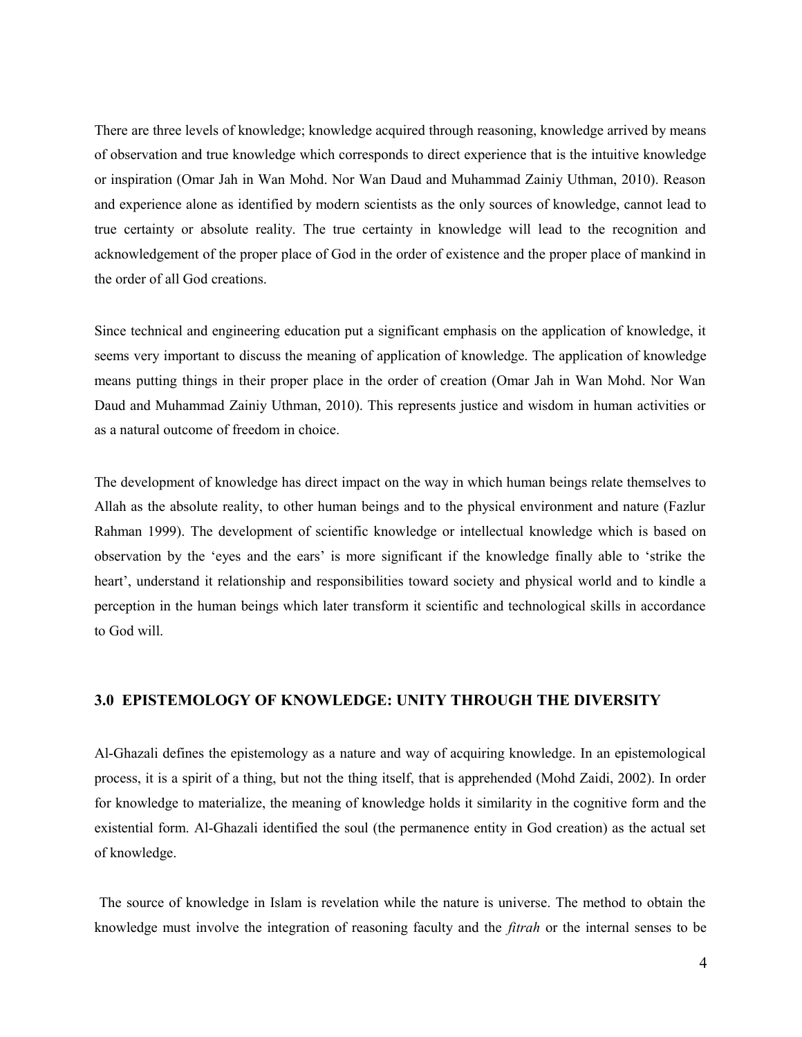There are three levels of knowledge; knowledge acquired through reasoning, knowledge arrived by means of observation and true knowledge which corresponds to direct experience that is the intuitive knowledge or inspiration (Omar Jah in Wan Mohd. Nor Wan Daud and Muhammad Zainiy Uthman, 2010). Reason and experience alone as identified by modern scientists as the only sources of knowledge, cannot lead to true certainty or absolute reality. The true certainty in knowledge will lead to the recognition and acknowledgement of the proper place of God in the order of existence and the proper place of mankind in the order of all God creations.

Since technical and engineering education put a significant emphasis on the application of knowledge, it seems very important to discuss the meaning of application of knowledge. The application of knowledge means putting things in their proper place in the order of creation (Omar Jah in Wan Mohd. Nor Wan Daud and Muhammad Zainiy Uthman, 2010). This represents justice and wisdom in human activities or as a natural outcome of freedom in choice.

The development of knowledge has direct impact on the way in which human beings relate themselves to Allah as the absolute reality, to other human beings and to the physical environment and nature (Fazlur Rahman 1999). The development of scientific knowledge or intellectual knowledge which is based on observation by the 'eyes and the ears' is more significant if the knowledge finally able to 'strike the heart', understand it relationship and responsibilities toward society and physical world and to kindle a perception in the human beings which later transform it scientific and technological skills in accordance to God will.

## 3.0 EPISTEMOLOGY OF KNOWLEDGE: UNITY THROUGH THE DIVERSITY

Al-Ghazali defines the epistemology as a nature and way of acquiring knowledge. In an epistemological process, it is a spirit of a thing, but not the thing itself, that is apprehended (Mohd Zaidi, 2002). In order for knowledge to materialize, the meaning of knowledge holds it similarity in the cognitive form and the existential form. Al-Ghazali identified the soul (the permanence entity in God creation) as the actual set of knowledge.

The source of knowledge in Islam is revelation while the nature is universe. The method to obtain the knowledge must involve the integration of reasoning faculty and the *fitrah* or the internal senses to be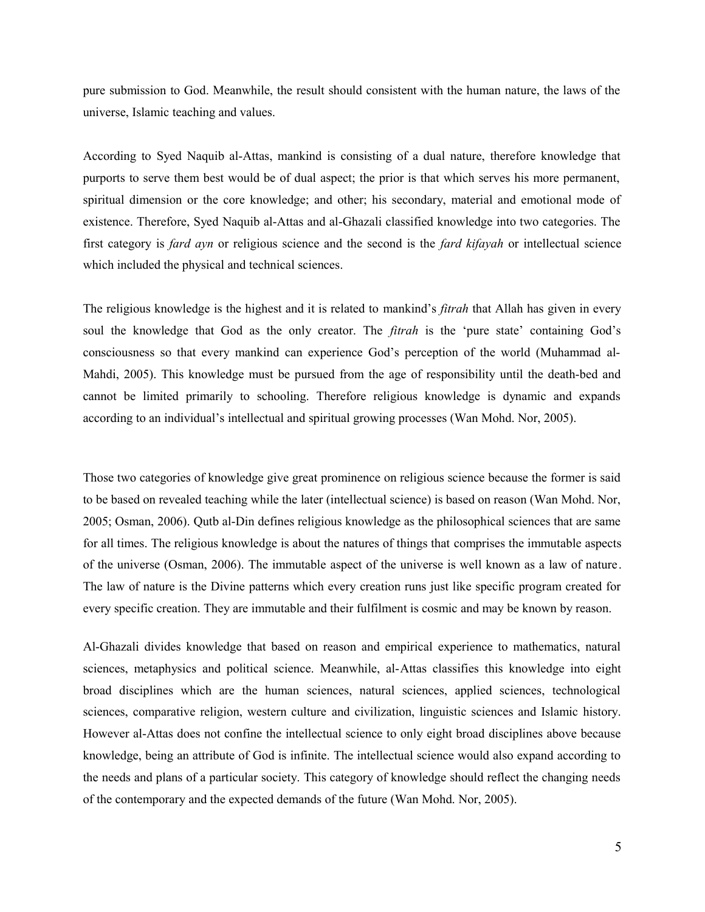pure submission to God. Meanwhile, the result should consistent with the human nature, the laws of the universe, Islamic teaching and values.

According to Syed Naquib al-Attas, mankind is consisting of a dual nature, therefore knowledge that purports to serve them best would be of dual aspect; the prior is that which serves his more permanent, spiritual dimension or the core knowledge; and other; his secondary, material and emotional mode of existence. Therefore, Syed Naquib al-Attas and al-Ghazali classified knowledge into two categories. The first category is *fard ayn* or religious science and the second is the *fard kifayah* or intellectual science which included the physical and technical sciences.

The religious knowledge is the highest and it is related to mankind's *fitrah* that Allah has given in every soul the knowledge that God as the only creator. The *fitrah* is the 'pure state' containing God's consciousness so that every mankind can experience God's perception of the world (Muhammad al-Mahdi, 2005). This knowledge must be pursued from the age of responsibility until the death-bed and cannot be limited primarily to schooling. Therefore religious knowledge is dynamic and expands according to an individual's intellectual and spiritual growing processes (Wan Mohd. Nor, 2005).

Those two categories of knowledge give great prominence on religious science because the former is said to be based on revealed teaching while the later (intellectual science) is based on reason (Wan Mohd. Nor, 2005; Osman, 2006). Qutb al-Din defines religious knowledge as the philosophical sciences that are same for all times. The religious knowledge is about the natures of things that comprises the immutable aspects of the universe (Osman, 2006). The immutable aspect of the universe is well known as a law of nature. The law of nature is the Divine patterns which every creation runs just like specific program created for every specific creation. They are immutable and their fulfilment is cosmic and may be known by reason.

Al-Ghazali divides knowledge that based on reason and empirical experience to mathematics, natural sciences, metaphysics and political science. Meanwhile, al-Attas classifies this knowledge into eight broad disciplines which are the human sciences, natural sciences, applied sciences, technological sciences, comparative religion, western culture and civilization, linguistic sciences and Islamic history. However al-Attas does not confine the intellectual science to only eight broad disciplines above because knowledge, being an attribute of God is infinite. The intellectual science would also expand according to the needs and plans of a particular society. This category of knowledge should reflect the changing needs of the contemporary and the expected demands of the future (Wan Mohd. Nor, 2005).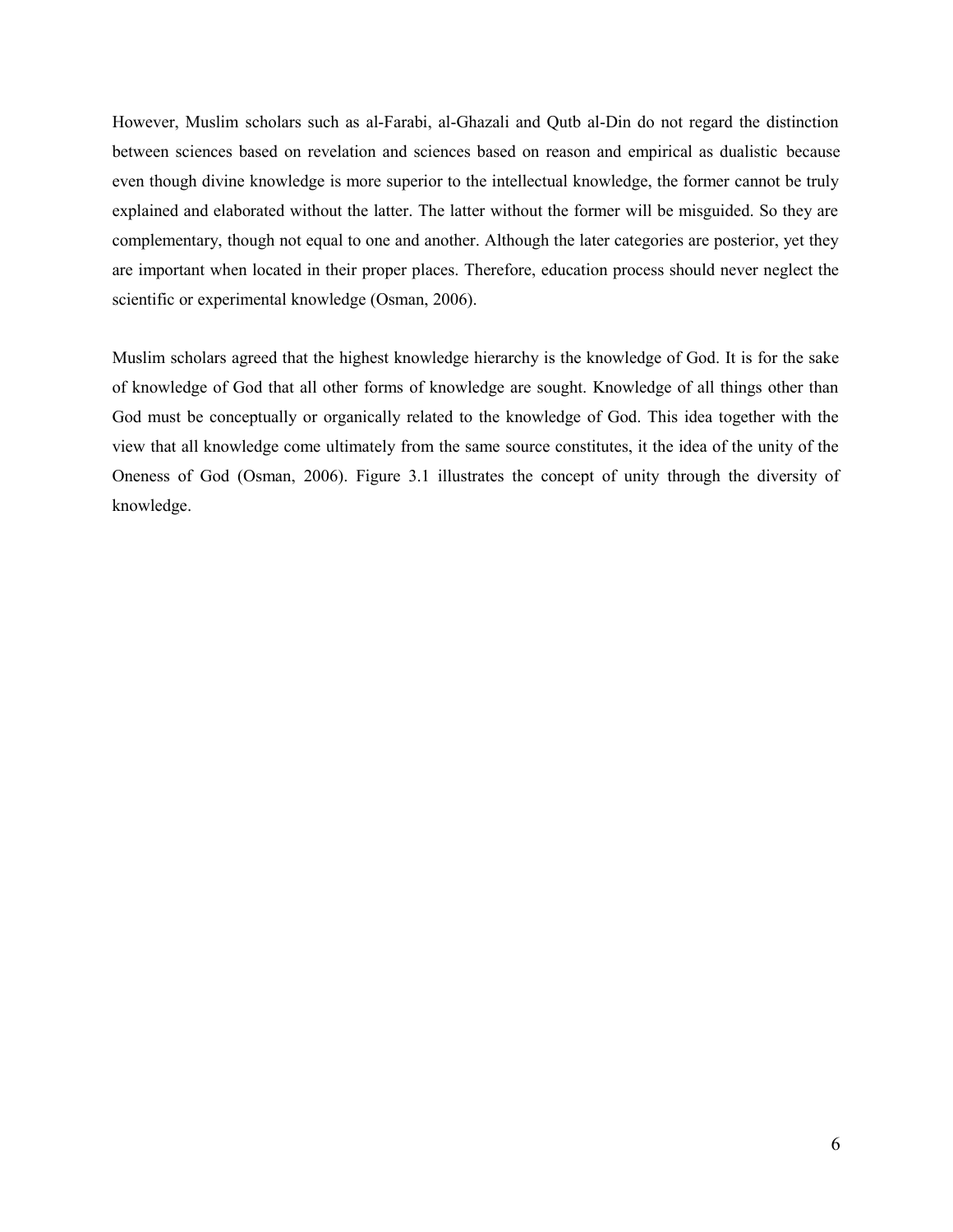However, Muslim scholars such as al-Farabi, al-Ghazali and Qutb al-Din do not regard the distinction between sciences based on revelation and sciences based on reason and empirical as dualistic because even though divine knowledge is more superior to the intellectual knowledge, the former cannot be truly explained and elaborated without the latter. The latter without the former will be misguided. So they are complementary, though not equal to one and another. Although the later categories are posterior, yet they are important when located in their proper places. Therefore, education process should never neglect the scientific or experimental knowledge (Osman, 2006).

Muslim scholars agreed that the highest knowledge hierarchy is the knowledge of God. It is for the sake of knowledge of God that all other forms of knowledge are sought. Knowledge of all things other than God must be conceptually or organically related to the knowledge of God. This idea together with the view that all knowledge come ultimately from the same source constitutes, it the idea of the unity of the Oneness of God (Osman, 2006). Figure 3.1 illustrates the concept of unity through the diversity of knowledge.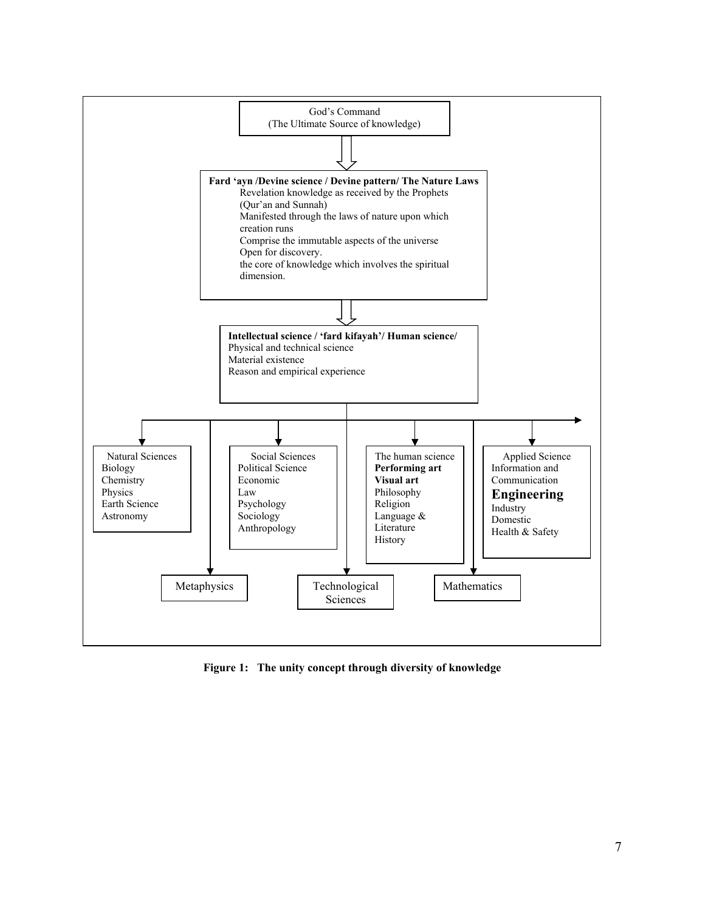God's Command
(The Ultimate Source of knowledge)

**Fard 'ayn /Devine science / Devine pattern/ The Nature Laws**
Revelation knowledge as received by the Prophets (Qur'an and Sunnah)
Manifested through the laws of nature upon which creation runs
Comprise the immutable aspects of the universe
Open for discovery.
the core of knowledge which involves the spiritual dimension.

**Intellectual science / 'fard kifayah'/ Human science/**
Physical and technical science
Material existence
Reason and empirical experience

Natural Sciences
Biology
Chemistry
Physics
Earth Science
Astronomy

Social Sciences
Political Science
Economic
Law
Psychology
Sociology
Anthropology

The human science
**Performing art**
**Visual art**
Philosophy
Religion
Language & Literature
History

Applied Science
Information and Communication
**Engineering**
Industry
Domestic
Health & Safety

Metaphysics

Technological Sciences

Mathematics

**Figure 1: The unity concept through diversity of knowledge**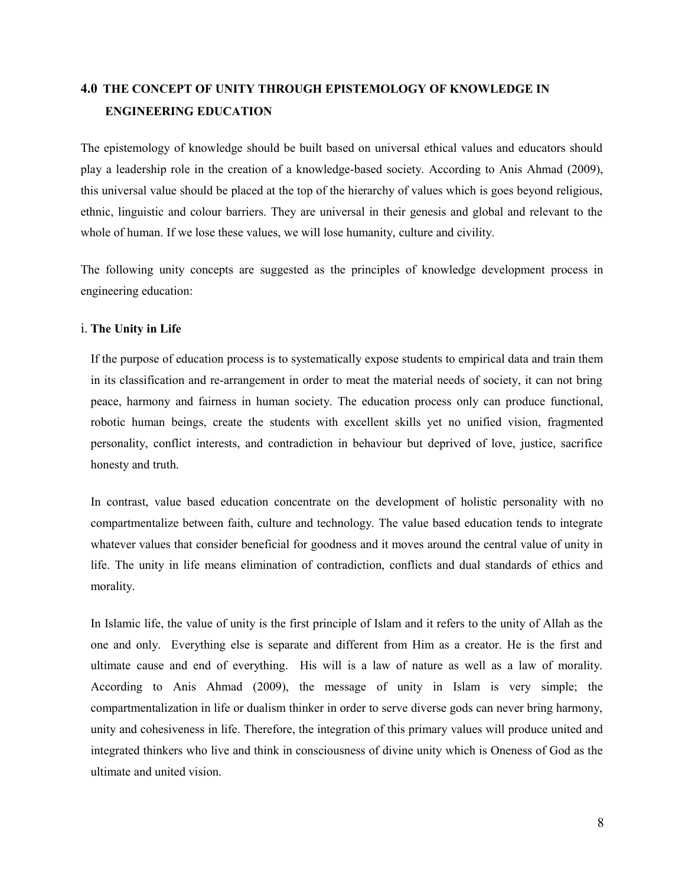## 4.0 THE CONCEPT OF UNITY THROUGH EPISTEMOLOGY OF KNOWLEDGE IN ENGINEERING EDUCATION

The epistemology of knowledge should be built based on universal ethical values and educators should play a leadership role in the creation of a knowledge-based society. According to Anis Ahmad (2009), this universal value should be placed at the top of the hierarchy of values which is goes beyond religious, ethnic, linguistic and colour barriers. They are universal in their genesis and global and relevant to the whole of human. If we lose these values, we will lose humanity, culture and civility.

The following unity concepts are suggested as the principles of knowledge development process in engineering education:

i. **The Unity in Life**

If the purpose of education process is to systematically expose students to empirical data and train them in its classification and re-arrangement in order to meat the material needs of society, it can not bring peace, harmony and fairness in human society. The education process only can produce functional, robotic human beings, create the students with excellent skills yet no unified vision, fragmented personality, conflict interests, and contradiction in behaviour but deprived of love, justice, sacrifice honesty and truth.

In contrast, value based education concentrate on the development of holistic personality with no compartmentalize between faith, culture and technology. The value based education tends to integrate whatever values that consider beneficial for goodness and it moves around the central value of unity in life. The unity in life means elimination of contradiction, conflicts and dual standards of ethics and morality.

In Islamic life, the value of unity is the first principle of Islam and it refers to the unity of Allah as the one and only. Everything else is separate and different from Him as a creator. He is the first and ultimate cause and end of everything. His will is a law of nature as well as a law of morality. According to Anis Ahmad (2009), the message of unity in Islam is very simple; the compartmentalization in life or dualism thinker in order to serve diverse gods can never bring harmony, unity and cohesiveness in life. Therefore, the integration of this primary values will produce united and integrated thinkers who live and think in consciousness of divine unity which is Oneness of God as the ultimate and united vision.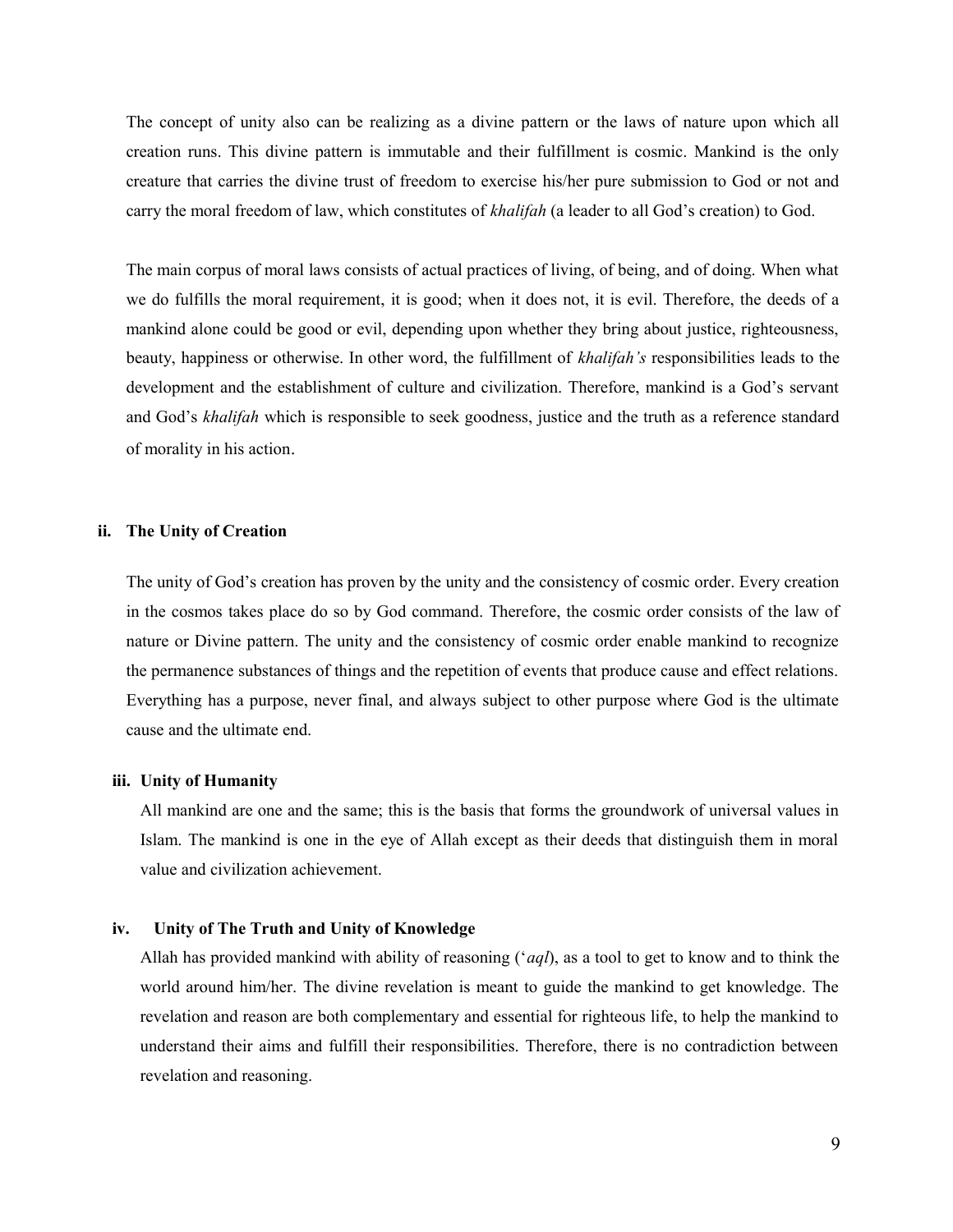The concept of unity also can be realizing as a divine pattern or the laws of nature upon which all creation runs. This divine pattern is immutable and their fulfillment is cosmic. Mankind is the only creature that carries the divine trust of freedom to exercise his/her pure submission to God or not and carry the moral freedom of law, which constitutes of *khalifah* (a leader to all God's creation) to God.

The main corpus of moral laws consists of actual practices of living, of being, and of doing. When what we do fulfills the moral requirement, it is good; when it does not, it is evil. Therefore, the deeds of a mankind alone could be good or evil, depending upon whether they bring about justice, righteousness, beauty, happiness or otherwise. In other word, the fulfillment of *khalifah's* responsibilities leads to the development and the establishment of culture and civilization. Therefore, mankind is a God's servant and God's *khalifah* which is responsible to seek goodness, justice and the truth as a reference standard of morality in his action.

#### ii. The Unity of Creation

The unity of God's creation has proven by the unity and the consistency of cosmic order. Every creation in the cosmos takes place do so by God command. Therefore, the cosmic order consists of the law of nature or Divine pattern. The unity and the consistency of cosmic order enable mankind to recognize the permanence substances of things and the repetition of events that produce cause and effect relations. Everything has a purpose, never final, and always subject to other purpose where God is the ultimate cause and the ultimate end.

#### iii. Unity of Humanity

All mankind are one and the same; this is the basis that forms the groundwork of universal values in Islam. The mankind is one in the eye of Allah except as their deeds that distinguish them in moral value and civilization achievement.

#### iv. Unity of The Truth and Unity of Knowledge

Allah has provided mankind with ability of reasoning ('*aql*), as a tool to get to know and to think the world around him/her. The divine revelation is meant to guide the mankind to get knowledge. The revelation and reason are both complementary and essential for righteous life, to help the mankind to understand their aims and fulfill their responsibilities. Therefore, there is no contradiction between revelation and reasoning.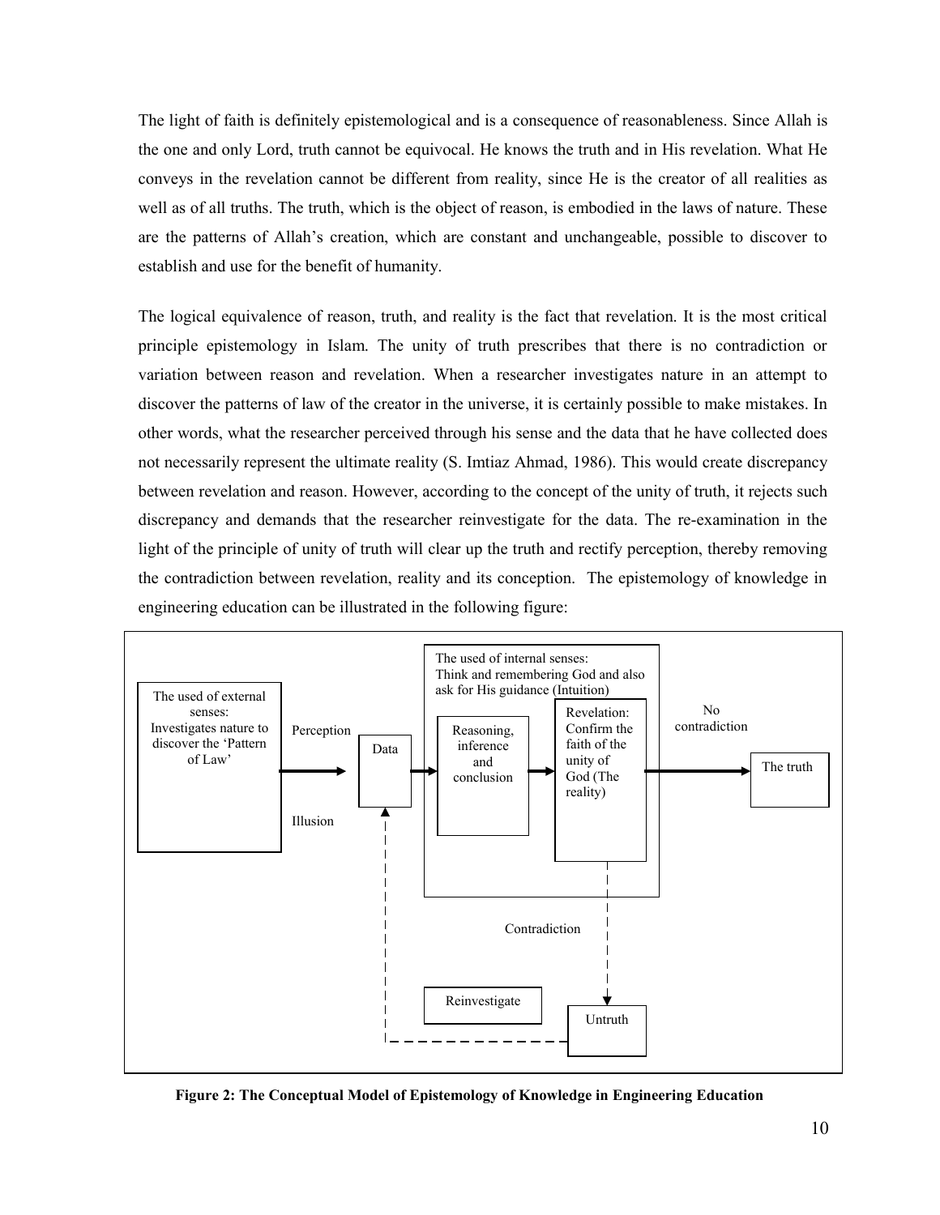The light of faith is definitely epistemological and is a consequence of reasonableness. Since Allah is the one and only Lord, truth cannot be equivocal. He knows the truth and in His revelation. What He conveys in the revelation cannot be different from reality, since He is the creator of all realities as well as of all truths. The truth, which is the object of reason, is embodied in the laws of nature. These are the patterns of Allah's creation, which are constant and unchangeable, possible to discover to establish and use for the benefit of humanity.

The logical equivalence of reason, truth, and reality is the fact that revelation. It is the most critical principle epistemology in Islam. The unity of truth prescribes that there is no contradiction or variation between reason and revelation. When a researcher investigates nature in an attempt to discover the patterns of law of the creator in the universe, it is certainly possible to make mistakes. In other words, what the researcher perceived through his sense and the data that he have collected does not necessarily represent the ultimate reality (S. Imtiaz Ahmad, 1986). This would create discrepancy between revelation and reason. However, according to the concept of the unity of truth, it rejects such discrepancy and demands that the researcher reinvestigate for the data. The re-examination in the light of the principle of unity of truth will clear up the truth and rectify perception, thereby removing the contradiction between revelation, reality and its conception. The epistemology of knowledge in engineering education can be illustrated in the following figure:

The used of external senses: Investigates nature to discover the 'Pattern of Law'

Perception

Illusion

Data

The used of internal senses: Think and remembering God and also ask for His guidance (Intuition)

Reasoning, inference and conclusion

Revelation: Confirm the faith of the unity of God (The reality)

No contradiction

The truth

Contradiction

Reinvestigate

Untruth

**Figure 2: The Conceptual Model of Epistemology of Knowledge in Engineering Education**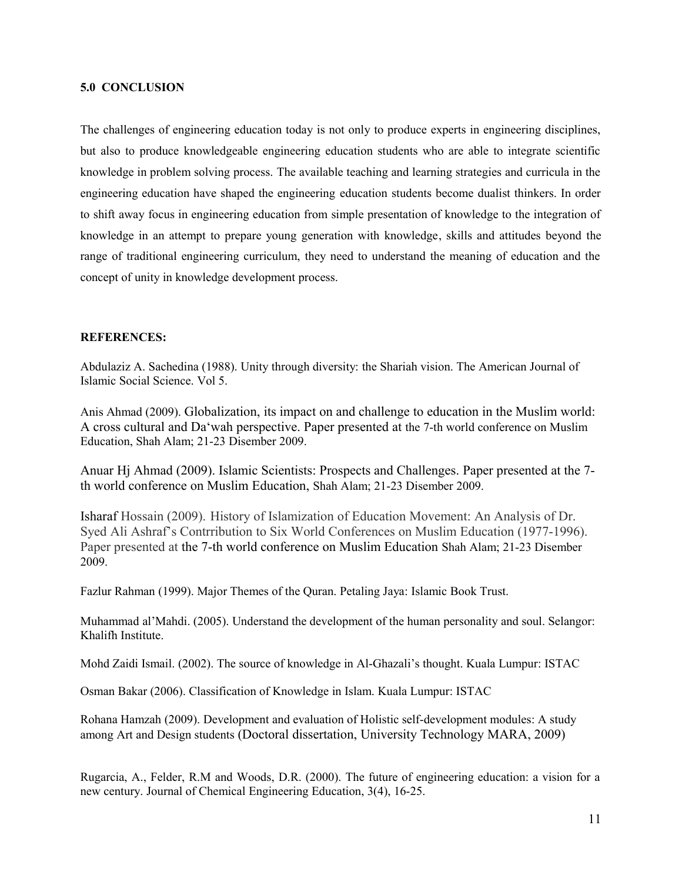## 5.0 CONCLUSION

The challenges of engineering education today is not only to produce experts in engineering disciplines, but also to produce knowledgeable engineering education students who are able to integrate scientific knowledge in problem solving process. The available teaching and learning strategies and curricula in the engineering education have shaped the engineering education students become dualist thinkers. In order to shift away focus in engineering education from simple presentation of knowledge to the integration of knowledge in an attempt to prepare young generation with knowledge, skills and attitudes beyond the range of traditional engineering curriculum, they need to understand the meaning of education and the concept of unity in knowledge development process.

## REFERENCES:

Abdulaziz A. Sachedina (1988). Unity through diversity: the Shariah vision. The American Journal of Islamic Social Science. Vol 5.

Anis Ahmad (2009). Globalization, its impact on and challenge to education in the Muslim world: A cross cultural and Da'wah perspective. Paper presented at the 7-th world conference on Muslim Education, Shah Alam; 21-23 Disember 2009.

Anuar Hj Ahmad (2009). Islamic Scientists: Prospects and Challenges. Paper presented at the 7-th world conference on Muslim Education, Shah Alam; 21-23 Disember 2009.

Isharaf Hossain (2009). History of Islamization of Education Movement: An Analysis of Dr. Syed Ali Ashraf's Contrribution to Six World Conferences on Muslim Education (1977-1996). Paper presented at the 7-th world conference on Muslim Education Shah Alam; 21-23 Disember 2009.

Fazlur Rahman (1999). Major Themes of the Quran. Petaling Jaya: Islamic Book Trust.

Muhammad al'Mahdi. (2005). Understand the development of the human personality and soul. Selangor: Khalifh Institute.

Mohd Zaidi Ismail. (2002). The source of knowledge in Al-Ghazali's thought. Kuala Lumpur: ISTAC

Osman Bakar (2006). Classification of Knowledge in Islam. Kuala Lumpur: ISTAC

Rohana Hamzah (2009). Development and evaluation of Holistic self-development modules: A study among Art and Design students (Doctoral dissertation, University Technology MARA, 2009)

Rugarcia, A., Felder, R.M and Woods, D.R. (2000). The future of engineering education: a vision for a new century. Journal of Chemical Engineering Education, 3(4), 16-25.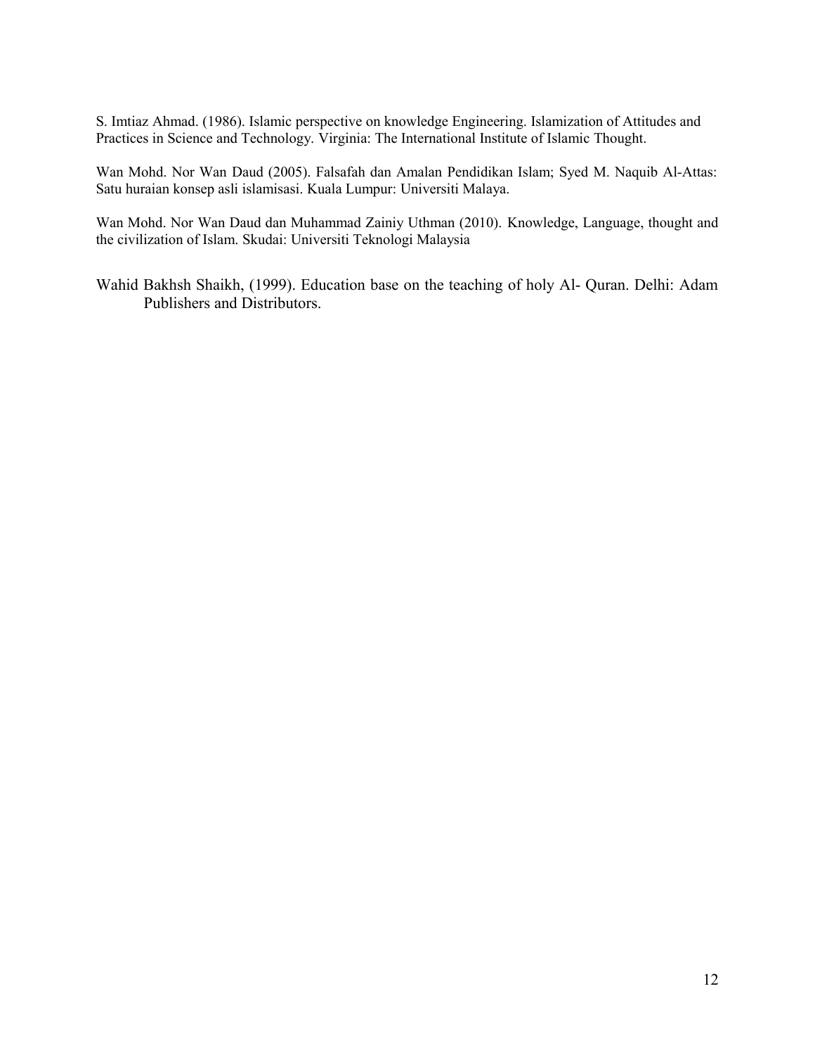S. Imtiaz Ahmad. (1986). Islamic perspective on knowledge Engineering. Islamization of Attitudes and Practices in Science and Technology. Virginia: The International Institute of Islamic Thought.

Wan Mohd. Nor Wan Daud (2005). Falsafah dan Amalan Pendidikan Islam; Syed M. Naquib Al-Attas: Satu huraian konsep asli islamisasi. Kuala Lumpur: Universiti Malaya.

Wan Mohd. Nor Wan Daud dan Muhammad Zainiy Uthman (2010). Knowledge, Language, thought and the civilization of Islam. Skudai: Universiti Teknologi Malaysia

Wahid Bakhsh Shaikh, (1999). Education base on the teaching of holy Al- Quran. Delhi: Adam Publishers and Distributors.